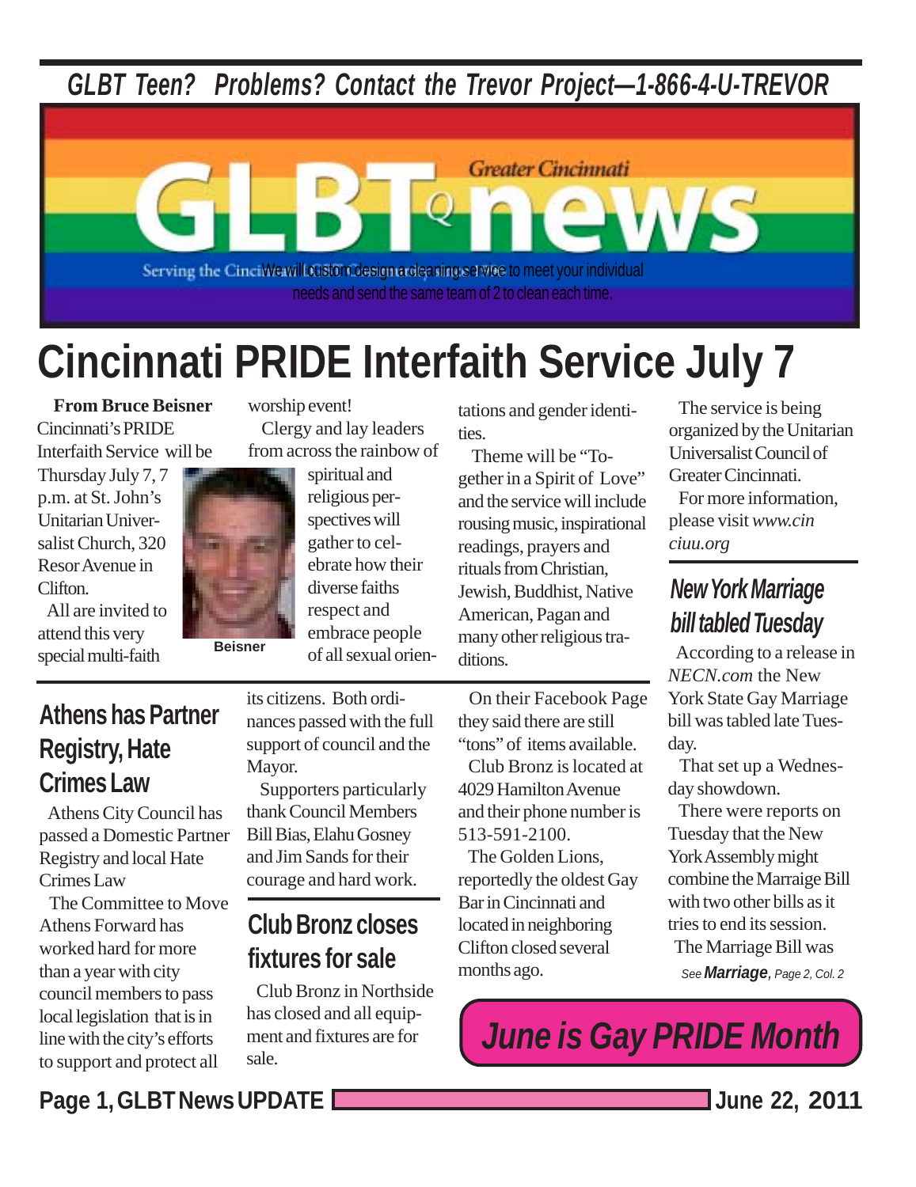*GLBT Teen? Problems? Contact the Trevor Project—1-866-4-U-TREVOR*

# GLBTQ news

Greater Cincinnati

Serving the Cinci We will custom design a cleaning service to meet your individual needs and send the same team of 2 to clean each time.

# Cincinnati PRIDE Interfaith Service July 7

**From Bruce Beisner**

Cincinnati's PRIDE Interfaith Service will be Thursday July 7, 7 p.m. at St. John's Unitarian Universalist Church, 320 Resor Avenue in Clifton.

All are invited to attend this very special multi-faith worship event!

Clergy and lay leaders from across the rainbow of spiritual and religious perspectives will gather to celebrate how their diverse faiths respect and embrace people of all sexual orientations and gender identities.

Beisner

Theme will be "Together in a Spirit of Love" and the service will include rousing music, inspirational readings, prayers and rituals from Christian, Jewish, Buddhist, Native American, Pagan and many other religious traditions.

The service is being organized by the Unitarian Universalist Council of Greater Cincinnati.

For more information, please visit *www.cinciuu.org*

## Athens has Partner Registry, Hate Crimes Law

Athens City Council has passed a Domestic Partner Registry and local Hate Crimes Law

The Committee to Move Athens Forward has worked hard for more than a year with city council members to pass local legislation that is in line with the city's efforts to support and protect all its citizens. Both ordinances passed with the full support of council and the Mayor.

Supporters particularly thank Council Members Bill Bias, Elahu Gosney and Jim Sands for their courage and hard work.

## Club Bronz closes fixtures for sale

Club Bronz in Northside has closed and all equipment and fixtures are for sale.

On their Facebook Page they said there are still "tons" of items available.

Club Bronz is located at 4029 Hamilton Avenue and their phone number is 513-591-2100.

The Golden Lions, reportedly the oldest Gay Bar in Cincinnati and located in neighboring Clifton closed several months ago.

## New York Marriage bill tabled Tuesday

According to a release in *NECN.com* the New York State Gay Marriage bill was tabled late Tuesday.

That set up a Wednesday showdown.

There were reports on Tuesday that the New York Assembly might combine the Marraige Bill with two other bills as it tries to end its session.

The Marriage Bill was

*See **Marriage**, Page 2, Col. 2*

***June is Gay PRIDE Month***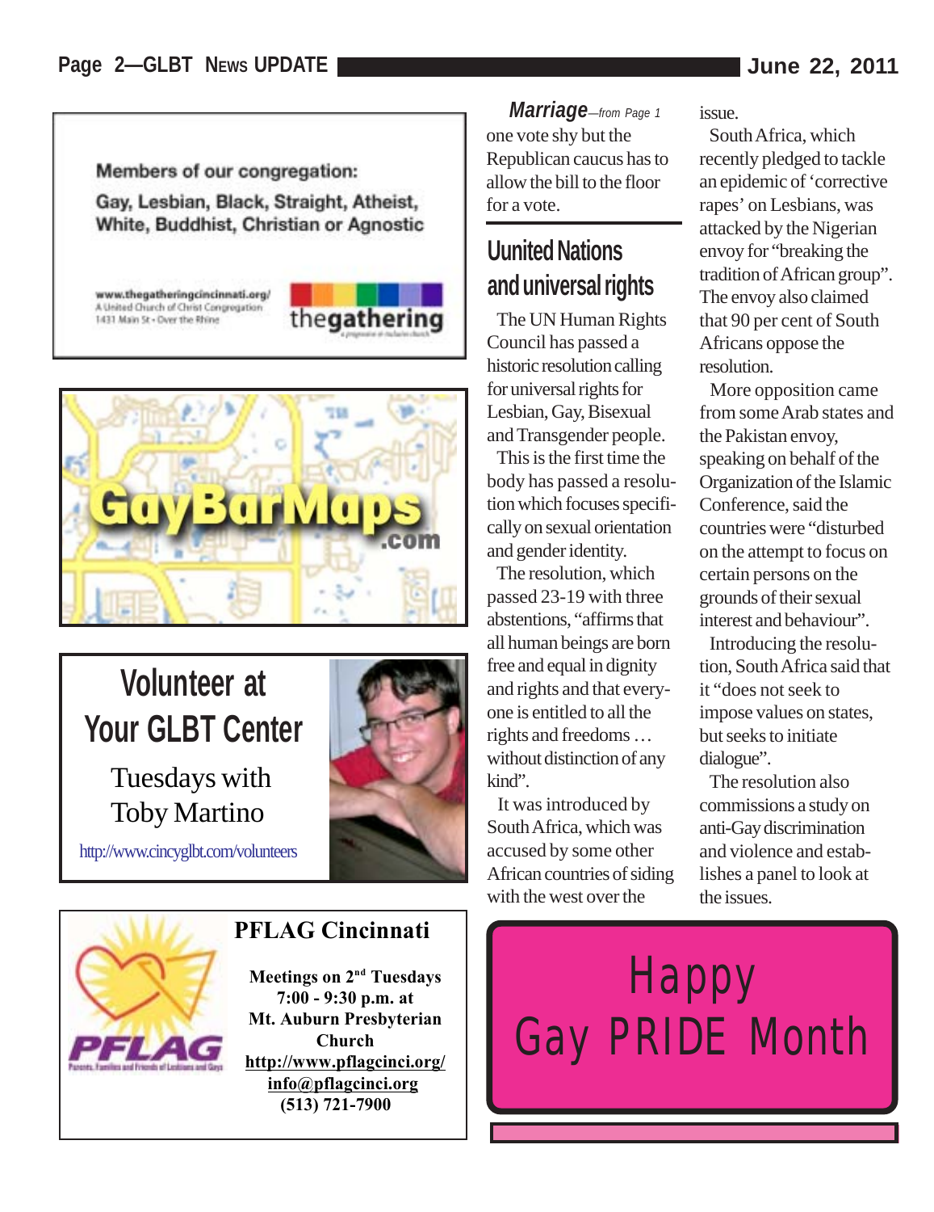Members of our congregation:
Gay, Lesbian, Black, Straight, Atheist, White, Buddhist, Christian or Agnostic

www.thegatheringcincinnati.org/
A United Church of Christ Congregation
1431 Main St - Over the Rhine

thegathering

GayBarMaps.com

## Volunteer at Your GLBT Center

Tuesdays with Toby Martino

http://www.cincyglbt.com/volunteers

## PFLAG Cincinnati

**Meetings on 2nd Tuesdays**
**7:00 - 9:30 p.m. at**
**Mt. Auburn Presbyterian Church**
**http://www.pflagcinci.org/**
**info@pflagcinci.org**
**(513) 721-7900**

***Marriage****—from Page 1*

one vote shy but the Republican caucus has to allow the bill to the floor for a vote.

## Uunited Nations and universal rights

The UN Human Rights Council has passed a historic resolution calling for universal rights for Lesbian, Gay, Bisexual and Transgender people.

This is the first time the body has passed a resolution which focuses specifically on sexual orientation and gender identity.

The resolution, which passed 23-19 with three abstentions, "affirms that all human beings are born free and equal in dignity and rights and that everyone is entitled to all the rights and freedoms … without distinction of any kind".

It was introduced by South Africa, which was accused by some other African countries of siding with the west over the issue.

South Africa, which recently pledged to tackle an epidemic of 'corrective rapes' on Lesbians, was attacked by the Nigerian envoy for "breaking the tradition of African group". The envoy also claimed that 90 per cent of South Africans oppose the resolution.

More opposition came from some Arab states and the Pakistan envoy, speaking on behalf of the Organization of the Islamic Conference, said the countries were "disturbed on the attempt to focus on certain persons on the grounds of their sexual interest and behaviour".

Introducing the resolution, South Africa said that it "does not seek to impose values on states, but seeks to initiate dialogue".

The resolution also commissions a study on anti-Gay discrimination and violence and establishes a panel to look at the issues.

Happy Gay PRIDE Month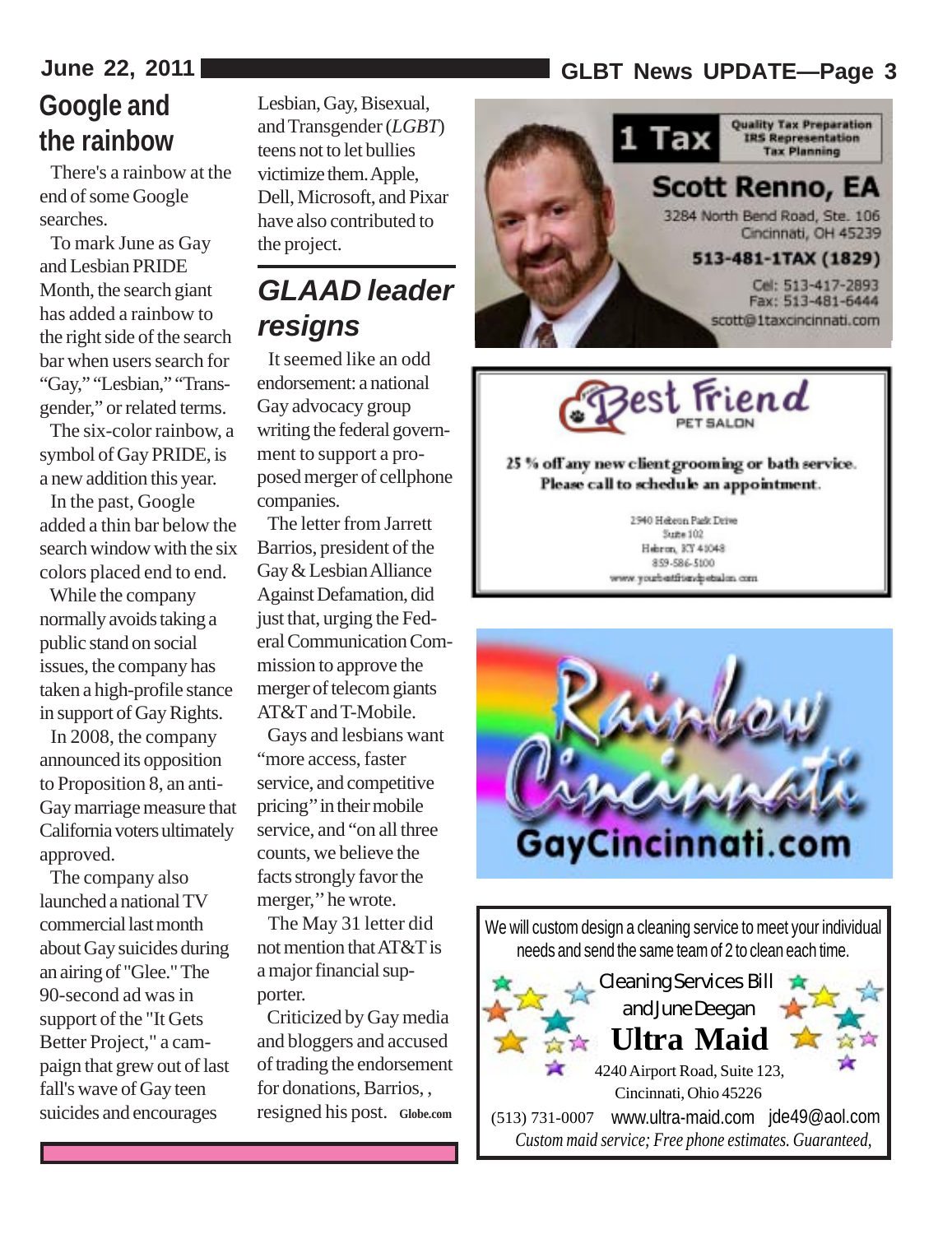## Google and the rainbow

There's a rainbow at the end of some Google searches.

To mark June as Gay and Lesbian PRIDE Month, the search giant has added a rainbow to the right side of the search bar when users search for "Gay," "Lesbian," "Transgender," or related terms.

The six-color rainbow, a symbol of Gay PRIDE, is a new addition this year.

In the past, Google added a thin bar below the search window with the six colors placed end to end.

While the company normally avoids taking a public stand on social issues, the company has taken a high-profile stance in support of Gay Rights.

In 2008, the company announced its opposition to Proposition 8, an anti-Gay marriage measure that California voters ultimately approved.

The company also launched a national TV commercial last month about Gay suicides during an airing of "Glee." The 90-second ad was in support of the "It Gets Better Project," a campaign that grew out of last fall's wave of Gay teen suicides and encourages Lesbian, Gay, Bisexual, and Transgender (*LGBT*) teens not to let bullies victimize them. Apple, Dell, Microsoft, and Pixar have also contributed to the project.

## *GLAAD leader resigns*

It seemed like an odd endorsement: a national Gay advocacy group writing the federal government to support a proposed merger of cellphone companies.

The letter from Jarrett Barrios, president of the Gay & Lesbian Alliance Against Defamation, did just that, urging the Federal Communication Commission to approve the merger of telecom giants AT&T and T-Mobile.

Gays and lesbians want "more access, faster service, and competitive pricing" in their mobile service, and "on all three counts, we believe the facts strongly favor the merger," he wrote.

The May 31 letter did not mention that AT&T is a major financial supporter.

Criticized by Gay media and bloggers and accused of trading the endorsement for donations, Barrios, , resigned his post. **Globe.com**

1 Tax
Quality Tax Preparation
IRS Representation
Tax Planning

**Scott Renno, EA**
3284 North Bend Road, Ste. 106
Cincinnati, OH 45239
**513-481-1TAX (1829)**
Cel: 513-417-2893
Fax: 513-481-6444
scott@1taxcincinnati.com

**Best Friend**
PET SALON

**25 % off any new client grooming or bath service. Please call to schedule an appointment.**

2940 Hebron Park Drive
Suite 102
Hebron, KY 41048
859-586-5100
www.yourbestfriendpetsalon.com

Rainbow Cincinnati
**GayCincinnati.com**

We will custom design a cleaning service to meet your individual needs and send the same team of 2 to clean each time.

Cleaning Services Bill and June Deegan

**Ultra Maid**

4240 Airport Road, Suite 123,
Cincinnati, Ohio 45226
(513) 731-0007 www.ultra-maid.com jde49@aol.com
*Custom maid service; Free phone estimates. Guaranteed,*